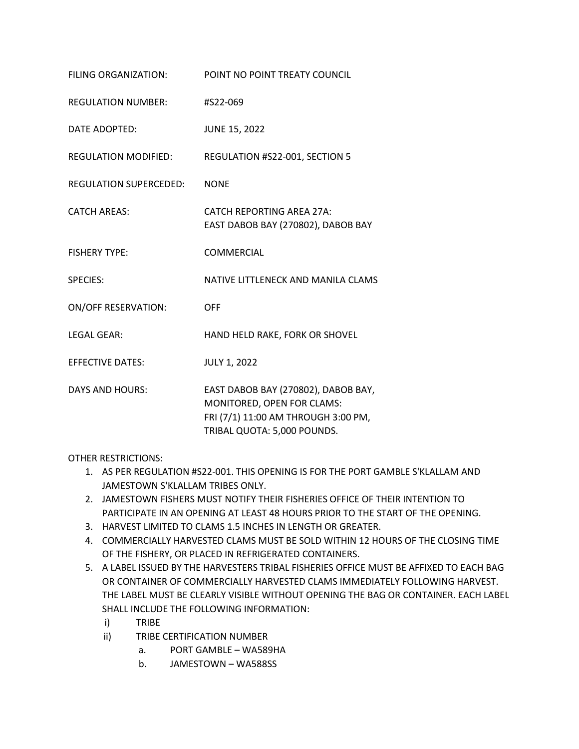| | |
|---|---|
| FILING ORGANIZATION: | POINT NO POINT TREATY COUNCIL |
| REGULATION NUMBER: | #S22-069 |
| DATE ADOPTED: | JUNE 15, 2022 |
| REGULATION MODIFIED: | REGULATION #S22-001, SECTION 5 |
| REGULATION SUPERCEDED: | NONE |
| CATCH AREAS: | CATCH REPORTING AREA 27A:<br>EAST DABOB BAY (270802), DABOB BAY |
| FISHERY TYPE: | COMMERCIAL |
| SPECIES: | NATIVE LITTLENECK AND MANILA CLAMS |
| ON/OFF RESERVATION: | OFF |
| LEGAL GEAR: | HAND HELD RAKE, FORK OR SHOVEL |
| EFFECTIVE DATES: | JULY 1, 2022 |
| DAYS AND HOURS: | EAST DABOB BAY (270802), DABOB BAY,<br>MONITORED, OPEN FOR CLAMS:<br>FRI (7/1) 11:00 AM THROUGH 3:00 PM,<br>TRIBAL QUOTA: 5,000 POUNDS. |

OTHER RESTRICTIONS:

1. AS PER REGULATION #S22-001. THIS OPENING IS FOR THE PORT GAMBLE S'KLALLAM AND JAMESTOWN S'KLALLAM TRIBES ONLY.
2. JAMESTOWN FISHERS MUST NOTIFY THEIR FISHERIES OFFICE OF THEIR INTENTION TO PARTICIPATE IN AN OPENING AT LEAST 48 HOURS PRIOR TO THE START OF THE OPENING.
3. HARVEST LIMITED TO CLAMS 1.5 INCHES IN LENGTH OR GREATER.
4. COMMERCIALLY HARVESTED CLAMS MUST BE SOLD WITHIN 12 HOURS OF THE CLOSING TIME OF THE FISHERY, OR PLACED IN REFRIGERATED CONTAINERS.
5. A LABEL ISSUED BY THE HARVESTERS TRIBAL FISHERIES OFFICE MUST BE AFFIXED TO EACH BAG OR CONTAINER OF COMMERCIALLY HARVESTED CLAMS IMMEDIATELY FOLLOWING HARVEST. THE LABEL MUST BE CLEARLY VISIBLE WITHOUT OPENING THE BAG OR CONTAINER. EACH LABEL SHALL INCLUDE THE FOLLOWING INFORMATION:
   i) TRIBE
   ii) TRIBE CERTIFICATION NUMBER
      a. PORT GAMBLE – WA589HA
      b. JAMESTOWN – WA588SS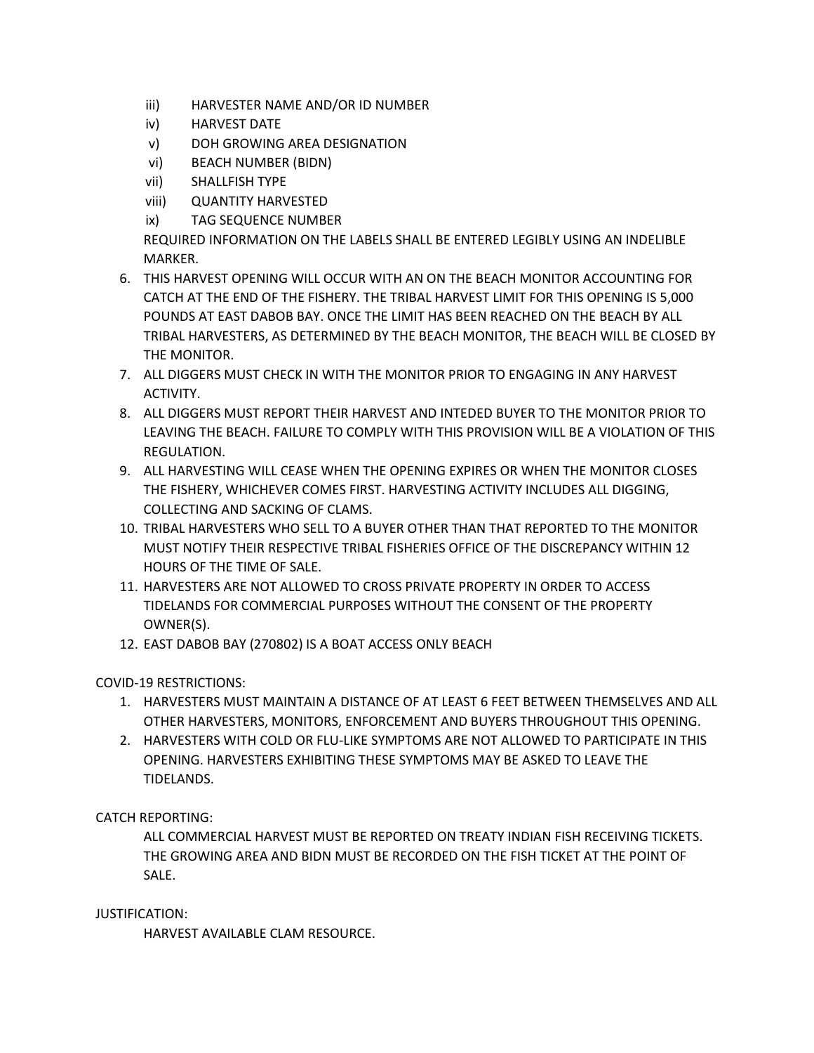iii) HARVESTER NAME AND/OR ID NUMBER
iv) HARVEST DATE
v) DOH GROWING AREA DESIGNATION
vi) BEACH NUMBER (BIDN)
vii) SHALLFISH TYPE
viii) QUANTITY HARVESTED
ix) TAG SEQUENCE NUMBER

REQUIRED INFORMATION ON THE LABELS SHALL BE ENTERED LEGIBLY USING AN INDELIBLE MARKER.

6. THIS HARVEST OPENING WILL OCCUR WITH AN ON THE BEACH MONITOR ACCOUNTING FOR CATCH AT THE END OF THE FISHERY. THE TRIBAL HARVEST LIMIT FOR THIS OPENING IS 5,000 POUNDS AT EAST DABOB BAY. ONCE THE LIMIT HAS BEEN REACHED ON THE BEACH BY ALL TRIBAL HARVESTERS, AS DETERMINED BY THE BEACH MONITOR, THE BEACH WILL BE CLOSED BY THE MONITOR.
7. ALL DIGGERS MUST CHECK IN WITH THE MONITOR PRIOR TO ENGAGING IN ANY HARVEST ACTIVITY.
8. ALL DIGGERS MUST REPORT THEIR HARVEST AND INTEDED BUYER TO THE MONITOR PRIOR TO LEAVING THE BEACH. FAILURE TO COMPLY WITH THIS PROVISION WILL BE A VIOLATION OF THIS REGULATION.
9. ALL HARVESTING WILL CEASE WHEN THE OPENING EXPIRES OR WHEN THE MONITOR CLOSES THE FISHERY, WHICHEVER COMES FIRST. HARVESTING ACTIVITY INCLUDES ALL DIGGING, COLLECTING AND SACKING OF CLAMS.
10. TRIBAL HARVESTERS WHO SELL TO A BUYER OTHER THAN THAT REPORTED TO THE MONITOR MUST NOTIFY THEIR RESPECTIVE TRIBAL FISHERIES OFFICE OF THE DISCREPANCY WITHIN 12 HOURS OF THE TIME OF SALE.
11. HARVESTERS ARE NOT ALLOWED TO CROSS PRIVATE PROPERTY IN ORDER TO ACCESS TIDELANDS FOR COMMERCIAL PURPOSES WITHOUT THE CONSENT OF THE PROPERTY OWNER(S).
12. EAST DABOB BAY (270802) IS A BOAT ACCESS ONLY BEACH

COVID-19 RESTRICTIONS:

1. HARVESTERS MUST MAINTAIN A DISTANCE OF AT LEAST 6 FEET BETWEEN THEMSELVES AND ALL OTHER HARVESTERS, MONITORS, ENFORCEMENT AND BUYERS THROUGHOUT THIS OPENING.
2. HARVESTERS WITH COLD OR FLU-LIKE SYMPTOMS ARE NOT ALLOWED TO PARTICIPATE IN THIS OPENING. HARVESTERS EXHIBITING THESE SYMPTOMS MAY BE ASKED TO LEAVE THE TIDELANDS.

CATCH REPORTING:

ALL COMMERCIAL HARVEST MUST BE REPORTED ON TREATY INDIAN FISH RECEIVING TICKETS. THE GROWING AREA AND BIDN MUST BE RECORDED ON THE FISH TICKET AT THE POINT OF SALE.

JUSTIFICATION:

HARVEST AVAILABLE CLAM RESOURCE.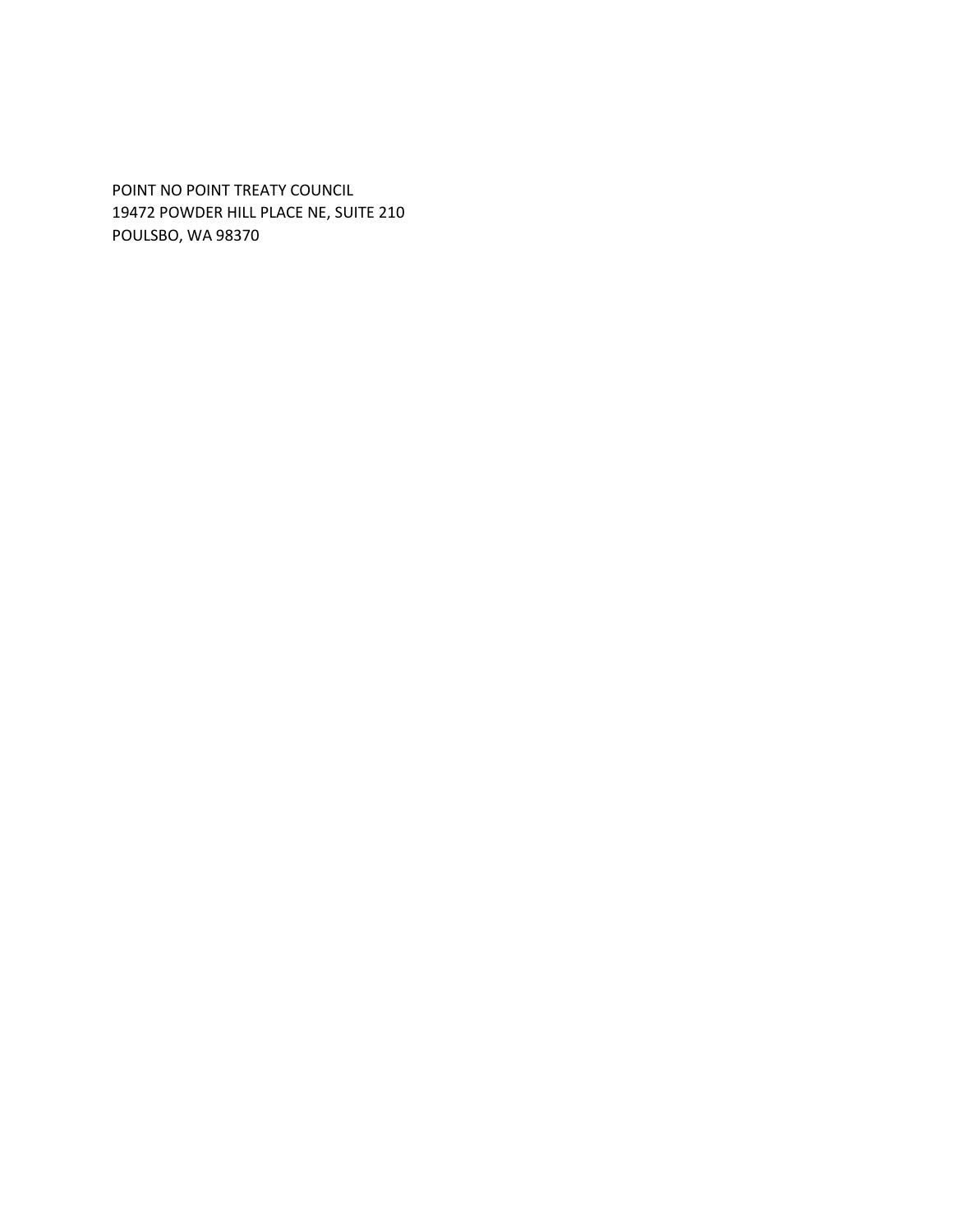POINT NO POINT TREATY COUNCIL
19472 POWDER HILL PLACE NE, SUITE 210
POULSBO, WA 98370